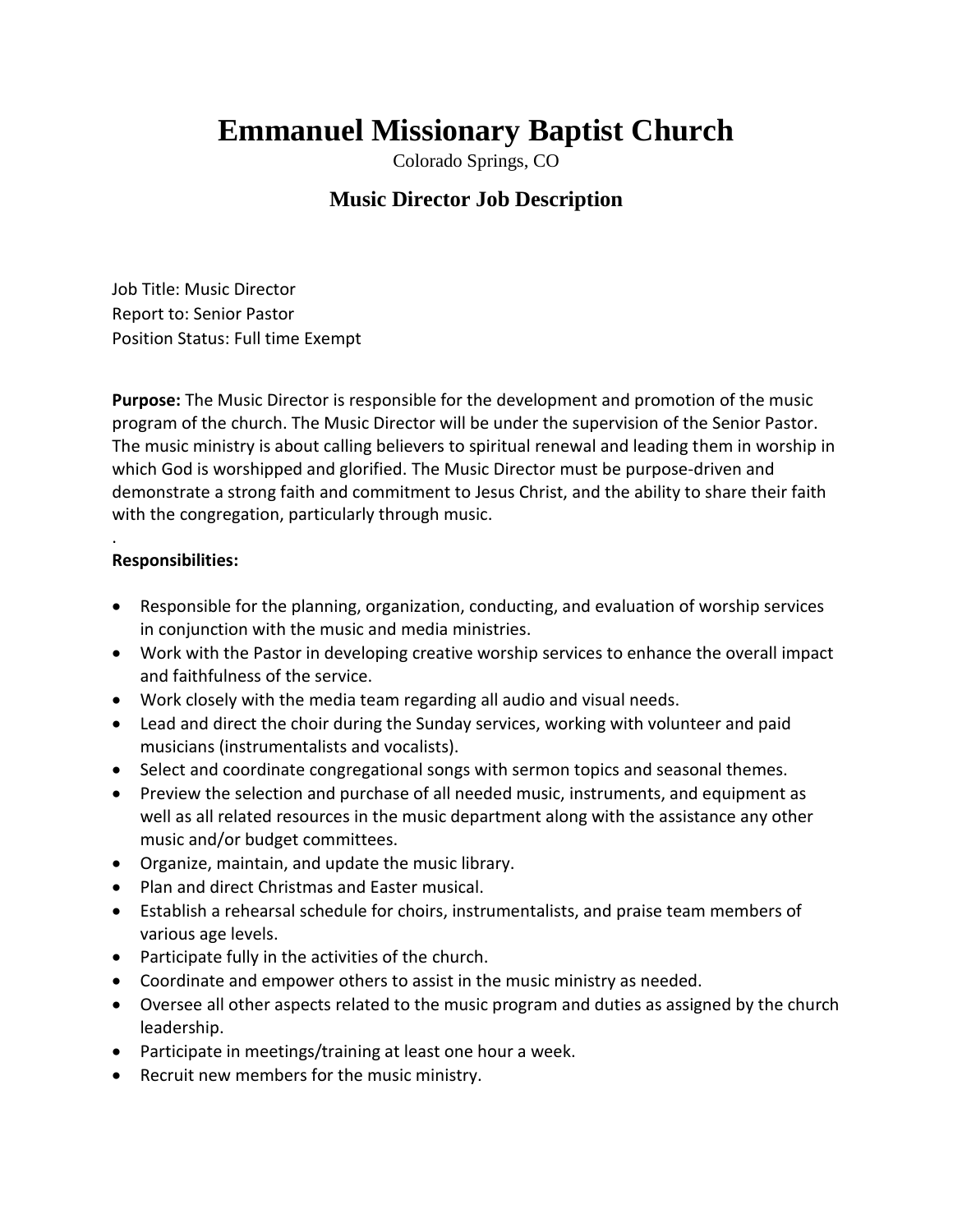# Emmanuel Missionary Baptist Church

Colorado Springs, CO

## Music Director Job Description

Job Title: Music Director
Report to: Senior Pastor
Position Status: Full time Exempt

**Purpose:** The Music Director is responsible for the development and promotion of the music program of the church. The Music Director will be under the supervision of the Senior Pastor. The music ministry is about calling believers to spiritual renewal and leading them in worship in which God is worshipped and glorified. The Music Director must be purpose-driven and demonstrate a strong faith and commitment to Jesus Christ, and the ability to share their faith with the congregation, particularly through music.

.

**Responsibilities:**

- Responsible for the planning, organization, conducting, and evaluation of worship services in conjunction with the music and media ministries.
- Work with the Pastor in developing creative worship services to enhance the overall impact and faithfulness of the service.
- Work closely with the media team regarding all audio and visual needs.
- Lead and direct the choir during the Sunday services, working with volunteer and paid musicians (instrumentalists and vocalists).
- Select and coordinate congregational songs with sermon topics and seasonal themes.
- Preview the selection and purchase of all needed music, instruments, and equipment as well as all related resources in the music department along with the assistance any other music and/or budget committees.
- Organize, maintain, and update the music library.
- Plan and direct Christmas and Easter musical.
- Establish a rehearsal schedule for choirs, instrumentalists, and praise team members of various age levels.
- Participate fully in the activities of the church.
- Coordinate and empower others to assist in the music ministry as needed.
- Oversee all other aspects related to the music program and duties as assigned by the church leadership.
- Participate in meetings/training at least one hour a week.
- Recruit new members for the music ministry.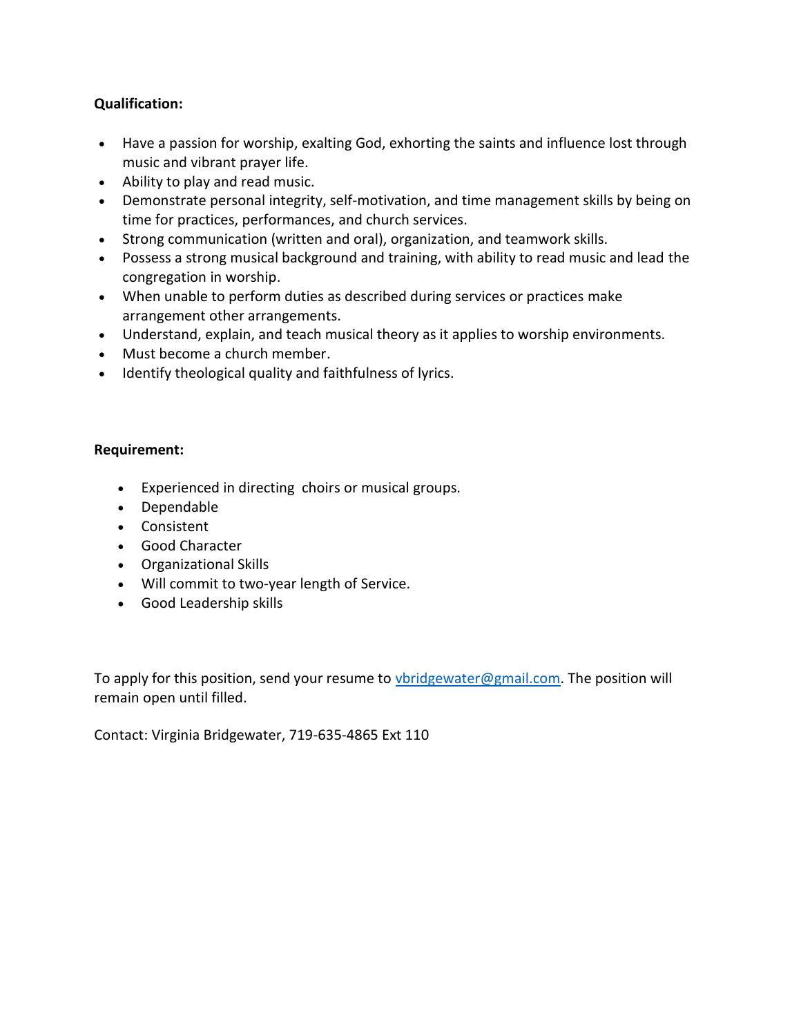**Qualification:**

- Have a passion for worship, exalting God, exhorting the saints and influence lost through music and vibrant prayer life.
- Ability to play and read music.
- Demonstrate personal integrity, self-motivation, and time management skills by being on time for practices, performances, and church services.
- Strong communication (written and oral), organization, and teamwork skills.
- Possess a strong musical background and training, with ability to read music and lead the congregation in worship.
- When unable to perform duties as described during services or practices make arrangement other arrangements.
- Understand, explain, and teach musical theory as it applies to worship environments.
- Must become a church member.
- Identify theological quality and faithfulness of lyrics.

**Requirement:**

- Experienced in directing  choirs or musical groups.
- Dependable
- Consistent
- Good Character
- Organizational Skills
- Will commit to two-year length of Service.
- Good Leadership skills

To apply for this position, send your resume to vbridgewater@gmail.com. The position will remain open until filled.

Contact: Virginia Bridgewater, 719-635-4865 Ext 110